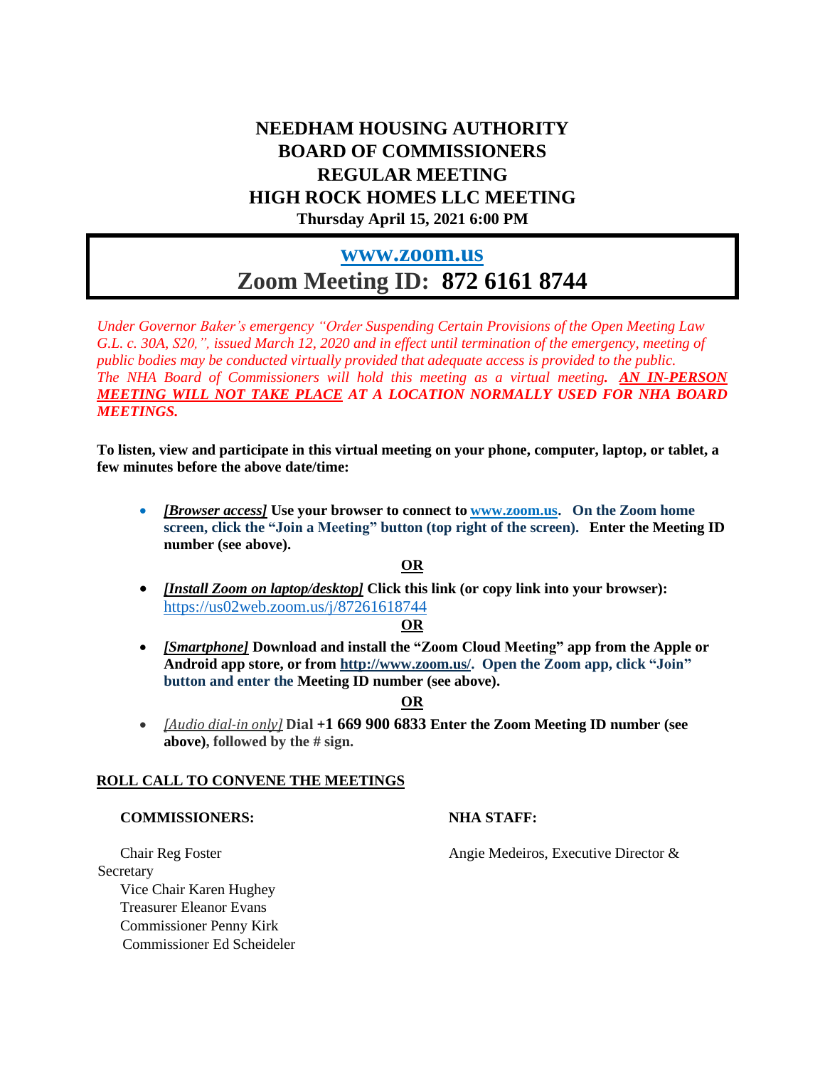# NEEDHAM HOUSING AUTHORITY
# BOARD OF COMMISSIONERS
# REGULAR MEETING
# HIGH ROCK HOMES LLC MEETING

**Thursday April 15, 2021 6:00 PM**

## [www.zoom.us](http://www.zoom.us)
## Zoom Meeting ID: 872 6161 8744

*Under Governor Baker's emergency "Order Suspending Certain Provisions of the Open Meeting Law G.L. c. 30A, S20,", issued March 12, 2020 and in effect until termination of the emergency, meeting of public bodies may be conducted virtually provided that adequate access is provided to the public.*
*The NHA Board of Commissioners will hold this meeting as a virtual meeting. **AN IN-PERSON MEETING WILL NOT TAKE PLACE** AT A LOCATION NORMALLY USED FOR NHA BOARD MEETINGS.*

**To listen, view and participate in this virtual meeting on your phone, computer, laptop, or tablet, a few minutes before the above date/time:**

- ***[Browser access]*** **Use your browser to connect to [www.zoom.us](http://www.zoom.us). On the Zoom home screen, click the "Join a Meeting" button (top right of the screen). Enter the Meeting ID number (see above).**

**OR**

- ***[Install Zoom on laptop/desktop]*** **Click this link (or copy link into your browser):** [https://us02web.zoom.us/j/87261618744](https://us02web.zoom.us/j/87261618744)

**OR**

- ***[Smartphone]*** **Download and install the "Zoom Cloud Meeting" app from the Apple or Android app store, or from [http://www.zoom.us/](http://www.zoom.us/). Open the Zoom app, click "Join" button and enter the Meeting ID number (see above).**

**OR**

- *[Audio dial-in only]* **Dial +1 669 900 6833 Enter the Zoom Meeting ID number (see above), followed by the # sign.**

**ROLL CALL TO CONVENE THE MEETINGS**

**COMMISSIONERS:**

Chair Reg Foster
Vice Chair Karen Hughey
Treasurer Eleanor Evans
Commissioner Penny Kirk
Commissioner Ed Scheideler

**NHA STAFF:**

Angie Medeiros, Executive Director & Secretary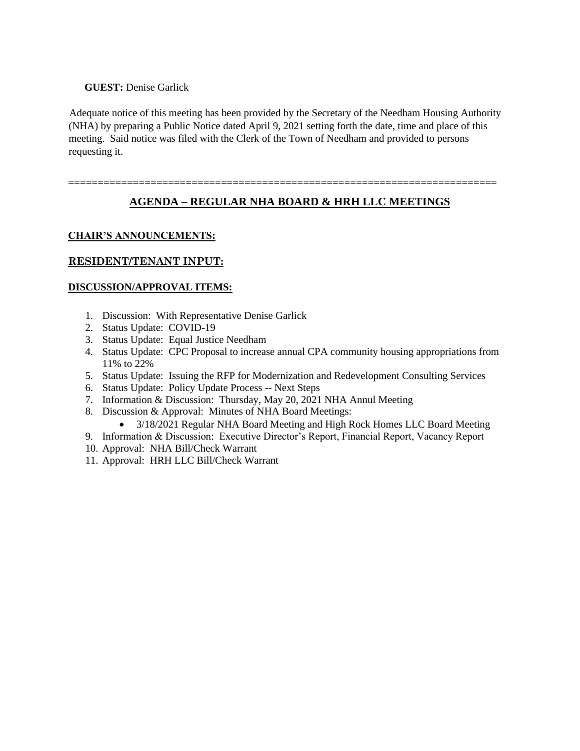**GUEST:** Denise Garlick

Adequate notice of this meeting has been provided by the Secretary of the Needham Housing Authority (NHA) by preparing a Public Notice dated April 9, 2021 setting forth the date, time and place of this meeting. Said notice was filed with the Clerk of the Town of Needham and provided to persons requesting it.

========================================================================

## AGENDA – REGULAR NHA BOARD & HRH LLC MEETINGS

**CHAIR'S ANNOUNCEMENTS:**

**RESIDENT/TENANT INPUT:**

**DISCUSSION/APPROVAL ITEMS:**

1. Discussion: With Representative Denise Garlick
2. Status Update: COVID-19
3. Status Update: Equal Justice Needham
4. Status Update: CPC Proposal to increase annual CPA community housing appropriations from 11% to 22%
5. Status Update: Issuing the RFP for Modernization and Redevelopment Consulting Services
6. Status Update: Policy Update Process -- Next Steps
7. Information & Discussion: Thursday, May 20, 2021 NHA Annul Meeting
8. Discussion & Approval: Minutes of NHA Board Meetings:
   - 3/18/2021 Regular NHA Board Meeting and High Rock Homes LLC Board Meeting
9. Information & Discussion: Executive Director's Report, Financial Report, Vacancy Report
10. Approval: NHA Bill/Check Warrant
11. Approval: HRH LLC Bill/Check Warrant